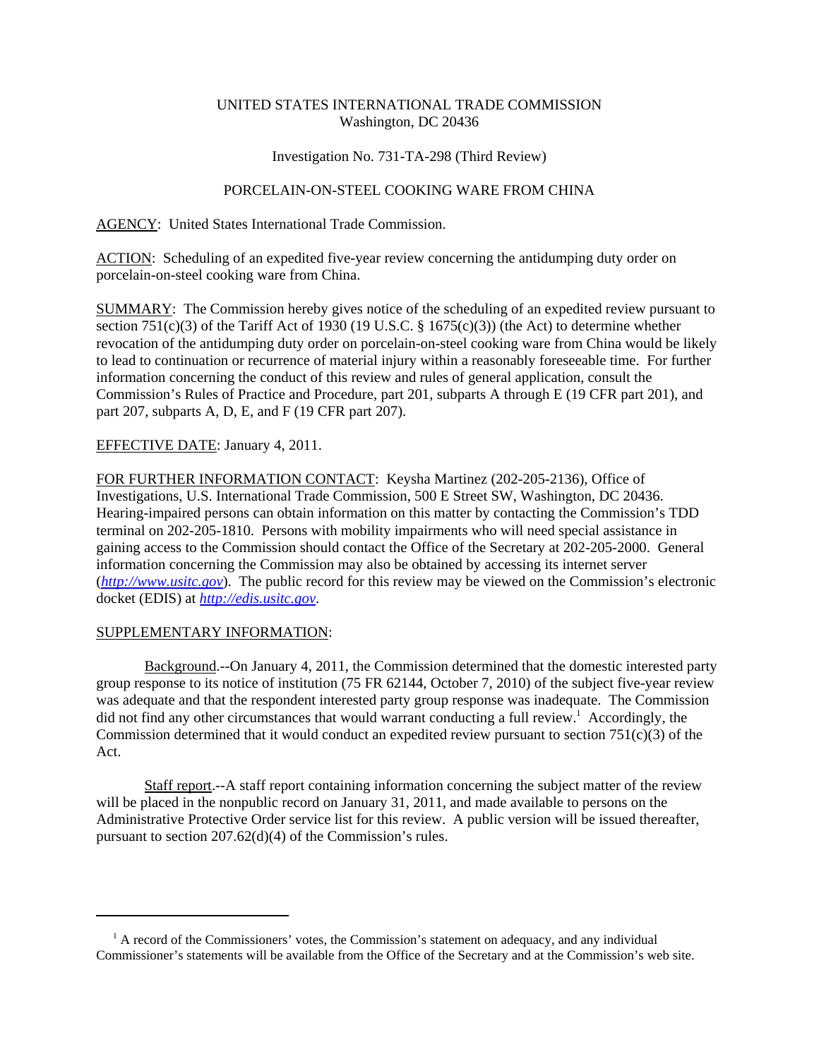UNITED STATES INTERNATIONAL TRADE COMMISSION
Washington, DC 20436

Investigation No. 731-TA-298 (Third Review)

PORCELAIN-ON-STEEL COOKING WARE FROM CHINA

AGENCY: United States International Trade Commission.

ACTION: Scheduling of an expedited five-year review concerning the antidumping duty order on porcelain-on-steel cooking ware from China.

SUMMARY: The Commission hereby gives notice of the scheduling of an expedited review pursuant to section 751(c)(3) of the Tariff Act of 1930 (19 U.S.C. § 1675(c)(3)) (the Act) to determine whether revocation of the antidumping duty order on porcelain-on-steel cooking ware from China would be likely to lead to continuation or recurrence of material injury within a reasonably foreseeable time. For further information concerning the conduct of this review and rules of general application, consult the Commission's Rules of Practice and Procedure, part 201, subparts A through E (19 CFR part 201), and part 207, subparts A, D, E, and F (19 CFR part 207).

EFFECTIVE DATE: January 4, 2011.

FOR FURTHER INFORMATION CONTACT: Keysha Martinez (202-205-2136), Office of Investigations, U.S. International Trade Commission, 500 E Street SW, Washington, DC 20436. Hearing-impaired persons can obtain information on this matter by contacting the Commission's TDD terminal on 202-205-1810. Persons with mobility impairments who will need special assistance in gaining access to the Commission should contact the Office of the Secretary at 202-205-2000. General information concerning the Commission may also be obtained by accessing its internet server (*http://www.usitc.gov*). The public record for this review may be viewed on the Commission's electronic docket (EDIS) at *http://edis.usitc.gov*.

SUPPLEMENTARY INFORMATION:

Background.--On January 4, 2011, the Commission determined that the domestic interested party group response to its notice of institution (75 FR 62144, October 7, 2010) of the subject five-year review was adequate and that the respondent interested party group response was inadequate. The Commission did not find any other circumstances that would warrant conducting a full review.[1] Accordingly, the Commission determined that it would conduct an expedited review pursuant to section 751(c)(3) of the Act.

Staff report.--A staff report containing information concerning the subject matter of the review will be placed in the nonpublic record on January 31, 2011, and made available to persons on the Administrative Protective Order service list for this review. A public version will be issued thereafter, pursuant to section 207.62(d)(4) of the Commission's rules.

---

[1] A record of the Commissioners' votes, the Commission's statement on adequacy, and any individual Commissioner's statements will be available from the Office of the Secretary and at the Commission's web site.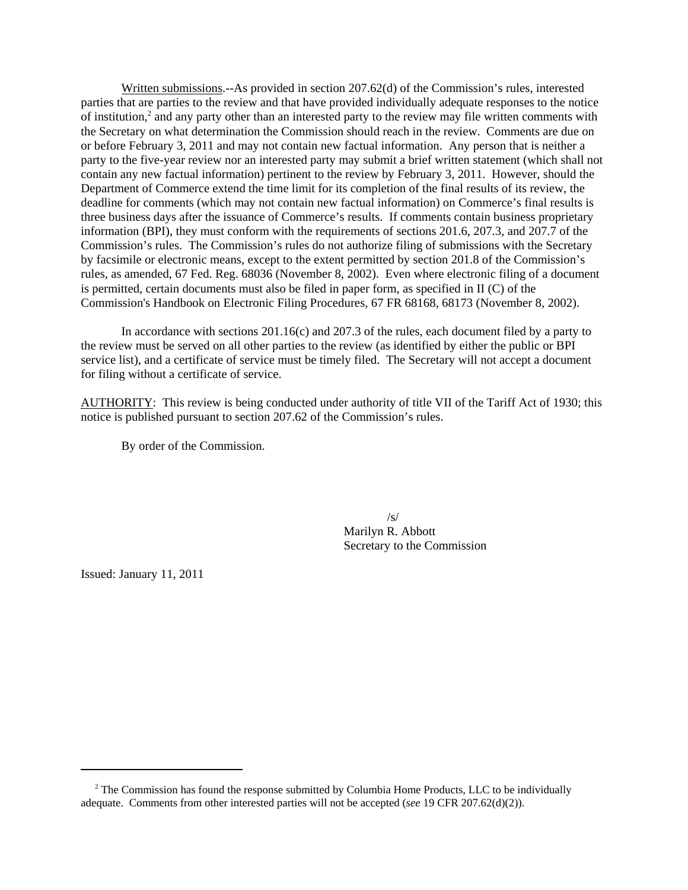Written submissions.--As provided in section 207.62(d) of the Commission's rules, interested parties that are parties to the review and that have provided individually adequate responses to the notice of institution,[2] and any party other than an interested party to the review may file written comments with the Secretary on what determination the Commission should reach in the review. Comments are due on or before February 3, 2011 and may not contain new factual information. Any person that is neither a party to the five-year review nor an interested party may submit a brief written statement (which shall not contain any new factual information) pertinent to the review by February 3, 2011. However, should the Department of Commerce extend the time limit for its completion of the final results of its review, the deadline for comments (which may not contain new factual information) on Commerce's final results is three business days after the issuance of Commerce's results. If comments contain business proprietary information (BPI), they must conform with the requirements of sections 201.6, 207.3, and 207.7 of the Commission's rules. The Commission's rules do not authorize filing of submissions with the Secretary by facsimile or electronic means, except to the extent permitted by section 201.8 of the Commission's rules, as amended, 67 Fed. Reg. 68036 (November 8, 2002). Even where electronic filing of a document is permitted, certain documents must also be filed in paper form, as specified in II (C) of the Commission's Handbook on Electronic Filing Procedures, 67 FR 68168, 68173 (November 8, 2002).

In accordance with sections 201.16(c) and 207.3 of the rules, each document filed by a party to the review must be served on all other parties to the review (as identified by either the public or BPI service list), and a certificate of service must be timely filed. The Secretary will not accept a document for filing without a certificate of service.

AUTHORITY: This review is being conducted under authority of title VII of the Tariff Act of 1930; this notice is published pursuant to section 207.62 of the Commission's rules.

By order of the Commission.

/s/
Marilyn R. Abbott
Secretary to the Commission

Issued: January 11, 2011

---

[2] The Commission has found the response submitted by Columbia Home Products, LLC to be individually adequate. Comments from other interested parties will not be accepted (*see* 19 CFR 207.62(d)(2)).